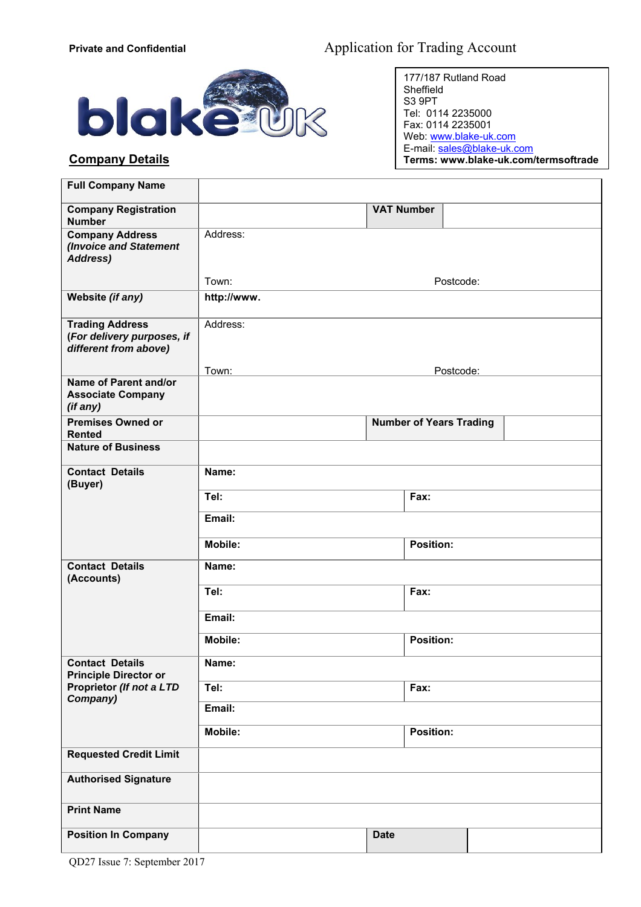**Private and Confidential**

# Application for Trading Account

blake UK

177/187 Rutland Road
Sheffield
S3 9PT
Tel: 0114 2235000
Fax: 0114 2235001
Web: www.blake-uk.com
E-mail: sales@blake-uk.com
**Terms: www.blake-uk.com/termsoftrade**

## Company Details

| | | | |
|---|---|---|---|
| **Full Company Name** | | | |
| **Company Registration Number** | | **VAT Number** | |
| **Company Address** ***(Invoice and Statement Address)*** | Address:<br><br>Town: | Postcode: | |
| **Website** ***(if any)*** | **http://www.** | | |
| **Trading Address** **(*For delivery purposes, if different from above*)** | Address:<br><br>Town: | Postcode: | |
| **Name of Parent and/or Associate Company** ***(if any)*** | | | |
| **Premises Owned or Rented** | | **Number of Years Trading** | |
| **Nature of Business** | | | |
| **Contact Details (Buyer)** | **Name:** | | |
| | **Tel:** | **Fax:** | |
| | **Email:** | | |
| | **Mobile:** | **Position:** | |
| **Contact Details (Accounts)** | **Name:** | | |
| | **Tel:** | **Fax:** | |
| | **Email:** | | |
| | **Mobile:** | **Position:** | |
| **Contact Details Principle Director or Proprietor** ***(If not a LTD Company)*** | **Name:** | | |
| | **Tel:** | **Fax:** | |
| | **Email:** | | |
| | **Mobile:** | **Position:** | |
| **Requested Credit Limit** | | | |
| **Authorised Signature** | | | |
| **Print Name** | | | |
| **Position In Company** | | **Date** | |

QD27 Issue 7: September 2017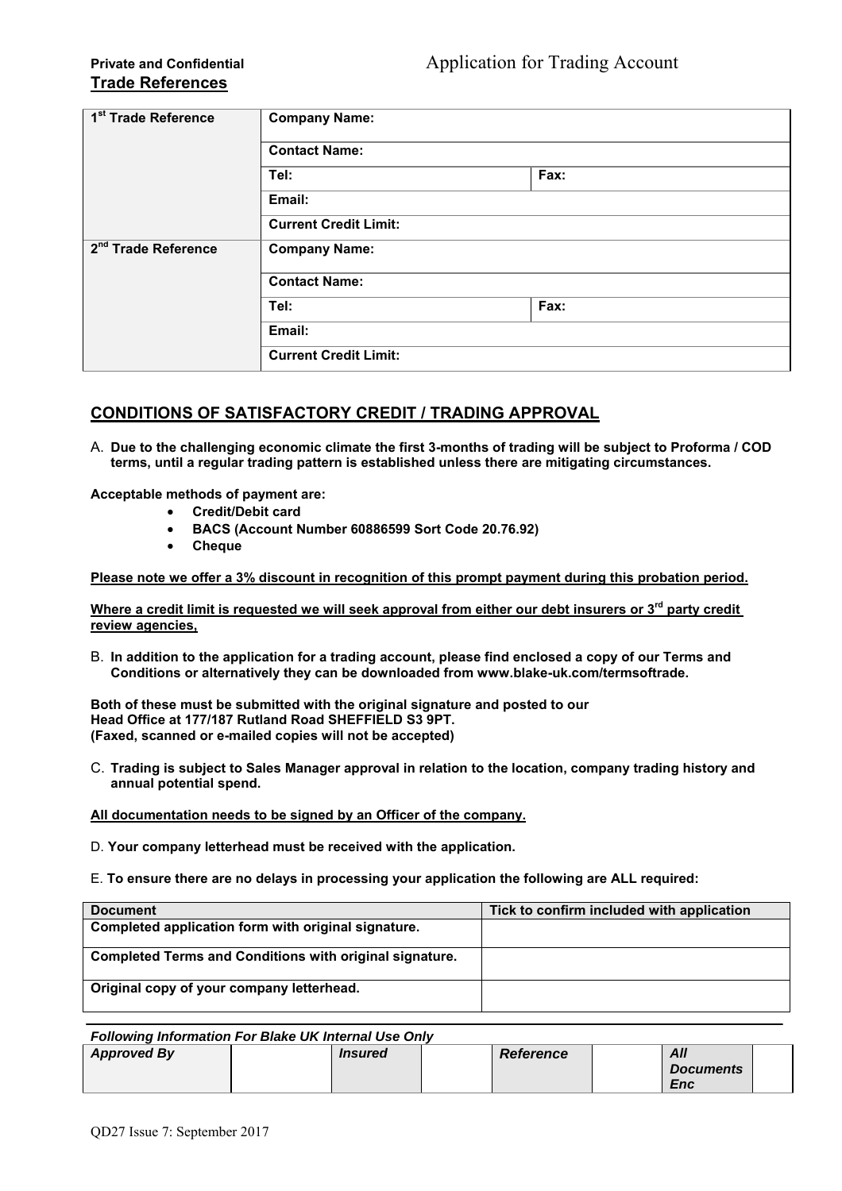**Private and Confidential** Application for Trading Account

**Trade References**

| | | |
|---|---|---|
| **1st Trade Reference** | **Company Name:** | |
| | **Contact Name:** | |
| | **Tel:** | **Fax:** |
| | **Email:** | |
| | **Current Credit Limit:** | |
| **2nd Trade Reference** | **Company Name:** | |
| | **Contact Name:** | |
| | **Tel:** | **Fax:** |
| | **Email:** | |
| | **Current Credit Limit:** | |

## CONDITIONS OF SATISFACTORY CREDIT / TRADING APPROVAL

A. **Due to the challenging economic climate the first 3-months of trading will be subject to Proforma / COD terms, until a regular trading pattern is established unless there are mitigating circumstances.**

**Acceptable methods of payment are:**

- **Credit/Debit card**
- **BACS (Account Number 60886599 Sort Code 20.76.92)**
- **Cheque**

**Please note we offer a 3% discount in recognition of this prompt payment during this probation period.**

**Where a credit limit is requested we will seek approval from either our debt insurers or 3rd party credit review agencies,**

B. **In addition to the application for a trading account, please find enclosed a copy of our Terms and Conditions or alternatively they can be downloaded from www.blake-uk.com/termsoftrade.**

**Both of these must be submitted with the original signature and posted to our Head Office at 177/187 Rutland Road SHEFFIELD S3 9PT. (Faxed, scanned or e-mailed copies will not be accepted)**

C. **Trading is subject to Sales Manager approval in relation to the location, company trading history and annual potential spend.**

**All documentation needs to be signed by an Officer of the company.**

D. **Your company letterhead must be received with the application.**

E. **To ensure there are no delays in processing your application the following are ALL required:**

| Document | Tick to confirm included with application |
|---|---|
| Completed application form with original signature. | |
| Completed Terms and Conditions with original signature. | |
| Original copy of your company letterhead. | |

*Following Information For Blake UK Internal Use Only*

| *Approved By* | | *Insured* | | *Reference* | | *All Documents Enc* | |
|---|---|---|---|---|---|---|---|

QD27 Issue 7: September 2017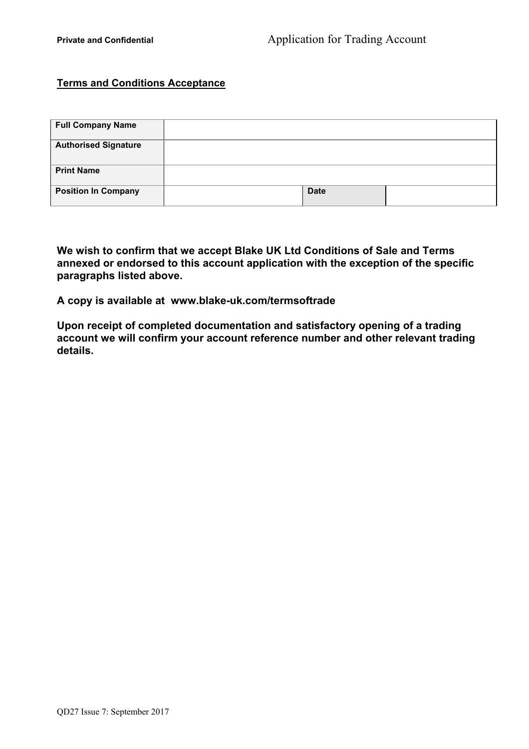## Terms and Conditions Acceptance

| Full Company Name | | | |
|---|---|---|---|
| Authorised Signature | | | |
| Print Name | | | |
| Position In Company | | Date | |

**We wish to confirm that we accept Blake UK Ltd Conditions of Sale and Terms annexed or endorsed to this account application with the exception of the specific paragraphs listed above.**

**A copy is available at www.blake-uk.com/termsoftrade**

**Upon receipt of completed documentation and satisfactory opening of a trading account we will confirm your account reference number and other relevant trading details.**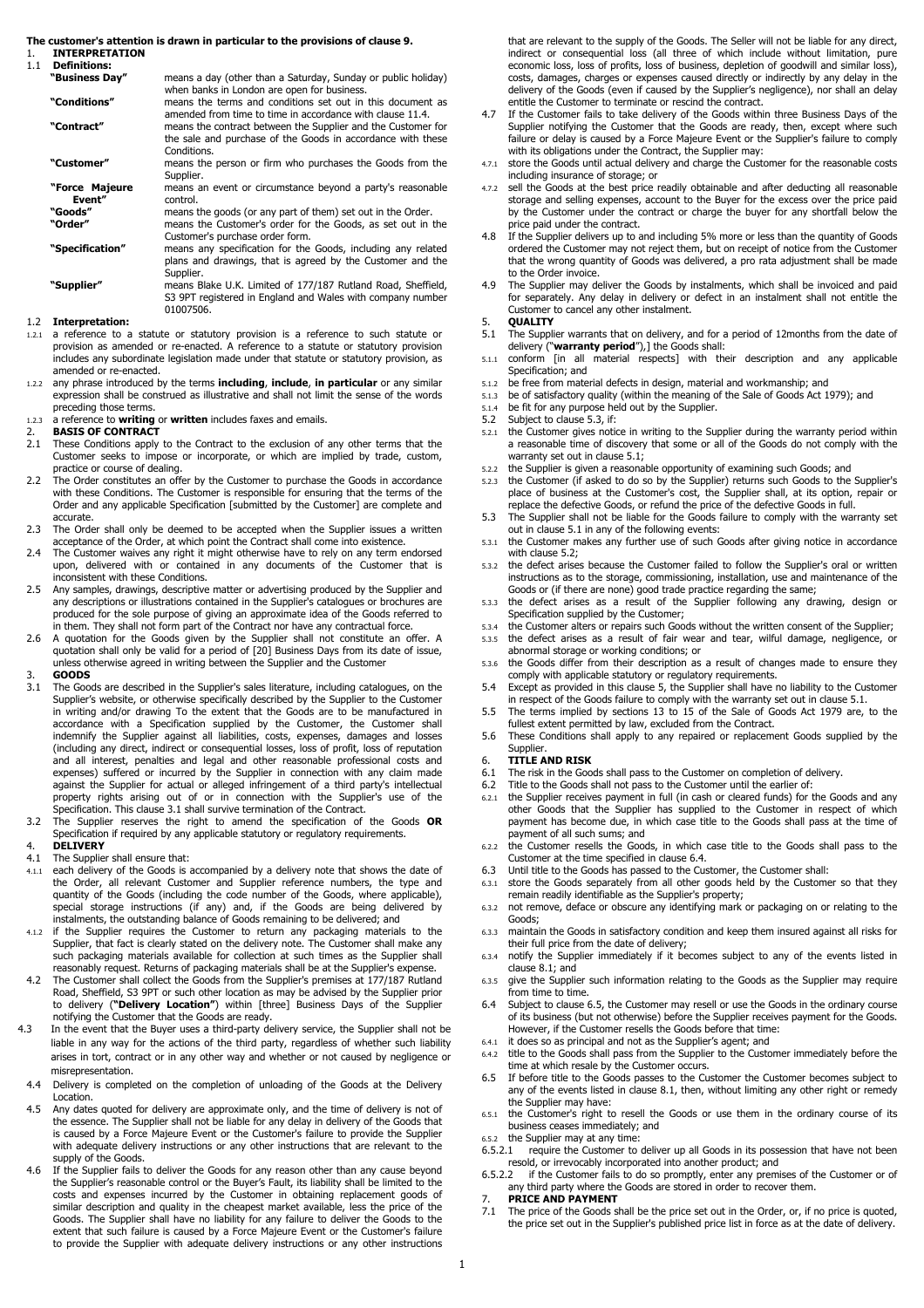**The customer's attention is drawn in particular to the provisions of clause 9.**

# 1. INTERPRETATION

## 1.1 Definitions:

| | |
|---|---|
| **"Business Day"** | means a day (other than a Saturday, Sunday or public holiday) when banks in London are open for business. |
| **"Conditions"** | means the terms and conditions set out in this document as amended from time to time in accordance with clause 11.4. |
| **"Contract"** | means the contract between the Supplier and the Customer for the sale and purchase of the Goods in accordance with these Conditions. |
| **"Customer"** | means the person or firm who purchases the Goods from the Supplier. |
| **"Force Majeure Event"** | means an event or circumstance beyond a party's reasonable control. |
| **"Goods"** | means the goods (or any part of them) set out in the Order. |
| **"Order"** | means the Customer's order for the Goods, as set out in the Customer's purchase order form. |
| **"Specification"** | means any specification for the Goods, including any related plans and drawings, that is agreed by the Customer and the Supplier. |
| **"Supplier"** | means Blake U.K. Limited of 177/187 Rutland Road, Sheffield, S3 9PT registered in England and Wales with company number 01007506. |

## 1.2 Interpretation:

1.2.1 a reference to a statute or statutory provision is a reference to such statute or provision as amended or re-enacted. A reference to a statute or statutory provision includes any subordinate legislation made under that statute or statutory provision, as amended or re-enacted.

1.2.2 any phrase introduced by the terms **including**, **include**, **in particular** or any similar expression shall be construed as illustrative and shall not limit the sense of the words preceding those terms.

1.2.3 a reference to **writing** or **written** includes faxes and emails.

# 2. BASIS OF CONTRACT

2.1 These Conditions apply to the Contract to the exclusion of any other terms that the Customer seeks to impose or incorporate, or which are implied by trade, custom, practice or course of dealing.

2.2 The Order constitutes an offer by the Customer to purchase the Goods in accordance with these Conditions. The Customer is responsible for ensuring that the terms of the Order and any applicable Specification [submitted by the Customer] are complete and accurate.

2.3 The Order shall only be deemed to be accepted when the Supplier issues a written acceptance of the Order, at which point the Contract shall come into existence.

2.4 The Customer waives any right it might otherwise have to rely on any term endorsed upon, delivered with or contained in any documents of the Customer that is inconsistent with these Conditions.

2.5 Any samples, drawings, descriptive matter or advertising produced by the Supplier and any descriptions or illustrations contained in the Supplier's catalogues or brochures are produced for the sole purpose of giving an approximate idea of the Goods referred to in them. They shall not form part of the Contract nor have any contractual force.

2.6 A quotation for the Goods given by the Supplier shall not constitute an offer. A quotation shall only be valid for a period of [20] Business Days from its date of issue, unless otherwise agreed in writing between the Supplier and the Customer

# 3. GOODS

3.1 The Goods are described in the Supplier's sales literature, including catalogues, on the Supplier's website, or otherwise specifically described by the Supplier to the Customer in writing and/or drawing To the extent that the Goods are to be manufactured in accordance with a Specification supplied by the Customer, the Customer shall indemnify the Supplier against all liabilities, costs, expenses, damages and losses (including any direct, indirect or consequential losses, loss of profit, loss of reputation and all interest, penalties and legal and other reasonable professional costs and expenses) suffered or incurred by the Supplier in connection with any claim made against the Supplier for actual or alleged infringement of a third party's intellectual property rights arising out of or in connection with the Supplier's use of the Specification. This clause 3.1 shall survive termination of the Contract.

3.2 The Supplier reserves the right to amend the specification of the Goods **OR** Specification if required by any applicable statutory or regulatory requirements.

# 4. DELIVERY

4.1 The Supplier shall ensure that:

4.1.1 each delivery of the Goods is accompanied by a delivery note that shows the date of the Order, all relevant Customer and Supplier reference numbers, the type and quantity of the Goods (including the code number of the Goods, where applicable), special storage instructions (if any) and, if the Goods are being delivered by instalments, the outstanding balance of Goods remaining to be delivered; and

4.1.2 if the Supplier requires the Customer to return any packaging materials to the Supplier, that fact is clearly stated on the delivery note. The Customer shall make any such packaging materials available for collection at such times as the Supplier shall reasonably request. Returns of packaging materials shall be at the Supplier's expense.

4.2 The Customer shall collect the Goods from the Supplier's premises at 177/187 Rutland Road, Sheffield, S3 9PT or such other location as may be advised by the Supplier prior to delivery (**"Delivery Location"**) within [three] Business Days of the Supplier notifying the Customer that the Goods are ready.

4.3 In the event that the Buyer uses a third-party delivery service, the Supplier shall not be liable in any way for the actions of the third party, regardless of whether such liability arises in tort, contract or in any other way and whether or not caused by negligence or misrepresentation.

4.4 Delivery is completed on the completion of unloading of the Goods at the Delivery Location.

4.5 Any dates quoted for delivery are approximate only, and the time of delivery is not of the essence. The Supplier shall not be liable for any delay in delivery of the Goods that is caused by a Force Majeure Event or the Customer's failure to provide the Supplier with adequate delivery instructions or any other instructions that are relevant to the supply of the Goods.

4.6 If the Supplier fails to deliver the Goods for any reason other than any cause beyond the Supplier's reasonable control or the Buyer's Fault, its liability shall be limited to the costs and expenses incurred by the Customer in obtaining replacement goods of similar description and quality in the cheapest market available, less the price of the Goods. The Supplier shall have no liability for any failure to deliver the Goods to the extent that such failure is caused by a Force Majeure Event or the Customer's failure to provide the Supplier with adequate delivery instructions or any other instructions that are relevant to the supply of the Goods. The Seller will not be liable for any direct, indirect or consequential loss (all three of which include without limitation, pure economic loss, loss of profits, loss of business, depletion of goodwill and similar loss), costs, damages, charges or expenses caused directly or indirectly by any delay in the delivery of the Goods (even if caused by the Supplier's negligence), nor shall an delay entitle the Customer to terminate or rescind the contract.

4.7 If the Customer fails to take delivery of the Goods within three Business Days of the Supplier notifying the Customer that the Goods are ready, then, except where such failure or delay is caused by a Force Majeure Event or the Supplier's failure to comply with its obligations under the Contract, the Supplier may:

4.7.1 store the Goods until actual delivery and charge the Customer for the reasonable costs including insurance of storage; or

4.7.2 sell the Goods at the best price readily obtainable and after deducting all reasonable storage and selling expenses, account to the Buyer for the excess over the price paid by the Customer under the contract or charge the buyer for any shortfall below the price paid under the contract.

4.8 If the Supplier delivers up to and including 5% more or less than the quantity of Goods ordered the Customer may not reject them, but on receipt of notice from the Customer that the wrong quantity of Goods was delivered, a pro rata adjustment shall be made to the Order invoice.

4.9 The Supplier may deliver the Goods by instalments, which shall be invoiced and paid for separately. Any delay in delivery or defect in an instalment shall not entitle the Customer to cancel any other instalment.

# 5. QUALITY

5.1 The Supplier warrants that on delivery, and for a period of 12months from the date of delivery ("**warranty period**"),] the Goods shall:

5.1.1 conform [in all material respects] with their description and any applicable Specification; and

5.1.2 be free from material defects in design, material and workmanship; and

5.1.3 be of satisfactory quality (within the meaning of the Sale of Goods Act 1979); and

5.1.4 be fit for any purpose held out by the Supplier.

5.2 Subject to clause 5.3, if:

5.2.1 the Customer gives notice in writing to the Supplier during the warranty period within a reasonable time of discovery that some or all of the Goods do not comply with the warranty set out in clause 5.1;

5.2.2 the Supplier is given a reasonable opportunity of examining such Goods; and

5.2.3 the Customer (if asked to do so by the Supplier) returns such Goods to the Supplier's place of business at the Customer's cost, the Supplier shall, at its option, repair or replace the defective Goods, or refund the price of the defective Goods in full.

5.3 The Supplier shall not be liable for the Goods failure to comply with the warranty set out in clause 5.1 in any of the following events:

5.3.1 the Customer makes any further use of such Goods after giving notice in accordance with clause 5.2;

5.3.2 the defect arises because the Customer failed to follow the Supplier's oral or written instructions as to the storage, commissioning, installation, use and maintenance of the Goods or (if there are none) good trade practice regarding the same;

5.3.3 the defect arises as a result of the Supplier following any drawing, design or Specification supplied by the Customer;

5.3.4 the Customer alters or repairs such Goods without the written consent of the Supplier;

5.3.5 the defect arises as a result of fair wear and tear, wilful damage, negligence, or abnormal storage or working conditions; or

5.3.6 the Goods differ from their description as a result of changes made to ensure they comply with applicable statutory or regulatory requirements.

5.4 Except as provided in this clause 5, the Supplier shall have no liability to the Customer in respect of the Goods failure to comply with the warranty set out in clause 5.1.

5.5 The terms implied by sections 13 to 15 of the Sale of Goods Act 1979 are, to the fullest extent permitted by law, excluded from the Contract.

5.6 These Conditions shall apply to any repaired or replacement Goods supplied by the Supplier.

# 6. TITLE AND RISK

6.1 The risk in the Goods shall pass to the Customer on completion of delivery.

6.2 Title to the Goods shall not pass to the Customer until the earlier of:

6.2.1 the Supplier receives payment in full (in cash or cleared funds) for the Goods and any other Goods that the Supplier has supplied to the Customer in respect of which payment has become due, in which case title to the Goods shall pass at the time of payment of all such sums; and

6.2.2 the Customer resells the Goods, in which case title to the Goods shall pass to the Customer at the time specified in clause 6.4.

6.3 Until title to the Goods has passed to the Customer, the Customer shall:

6.3.1 store the Goods separately from all other goods held by the Customer so that they remain readily identifiable as the Supplier's property;

6.3.2 not remove, deface or obscure any identifying mark or packaging on or relating to the Goods;

6.3.3 maintain the Goods in satisfactory condition and keep them insured against all risks for their full price from the date of delivery;

6.3.4 notify the Supplier immediately if it becomes subject to any of the events listed in clause 8.1; and

6.3.5 give the Supplier such information relating to the Goods as the Supplier may require from time to time.

6.4 Subject to clause 6.5, the Customer may resell or use the Goods in the ordinary course of its business (but not otherwise) before the Supplier receives payment for the Goods. However, if the Customer resells the Goods before that time:

6.4.1 it does so as principal and not as the Supplier's agent; and

6.4.2 title to the Goods shall pass from the Supplier to the Customer immediately before the time at which resale by the Customer occurs.

6.5 If before title to the Goods passes to the Customer the Customer becomes subject to any of the events listed in clause 8.1, then, without limiting any other right or remedy the Supplier may have:

6.5.1 the Customer's right to resell the Goods or use them in the ordinary course of its business ceases immediately; and

6.5.2 the Supplier may at any time:

6.5.2.1 require the Customer to deliver up all Goods in its possession that have not been resold, or irrevocably incorporated into another product; and

6.5.2.2 if the Customer fails to do so promptly, enter any premises of the Customer or of any third party where the Goods are stored in order to recover them.

# 7. PRICE AND PAYMENT

7.1 The price of the Goods shall be the price set out in the Order, or, if no price is quoted, the price set out in the Supplier's published price list in force as at the date of delivery.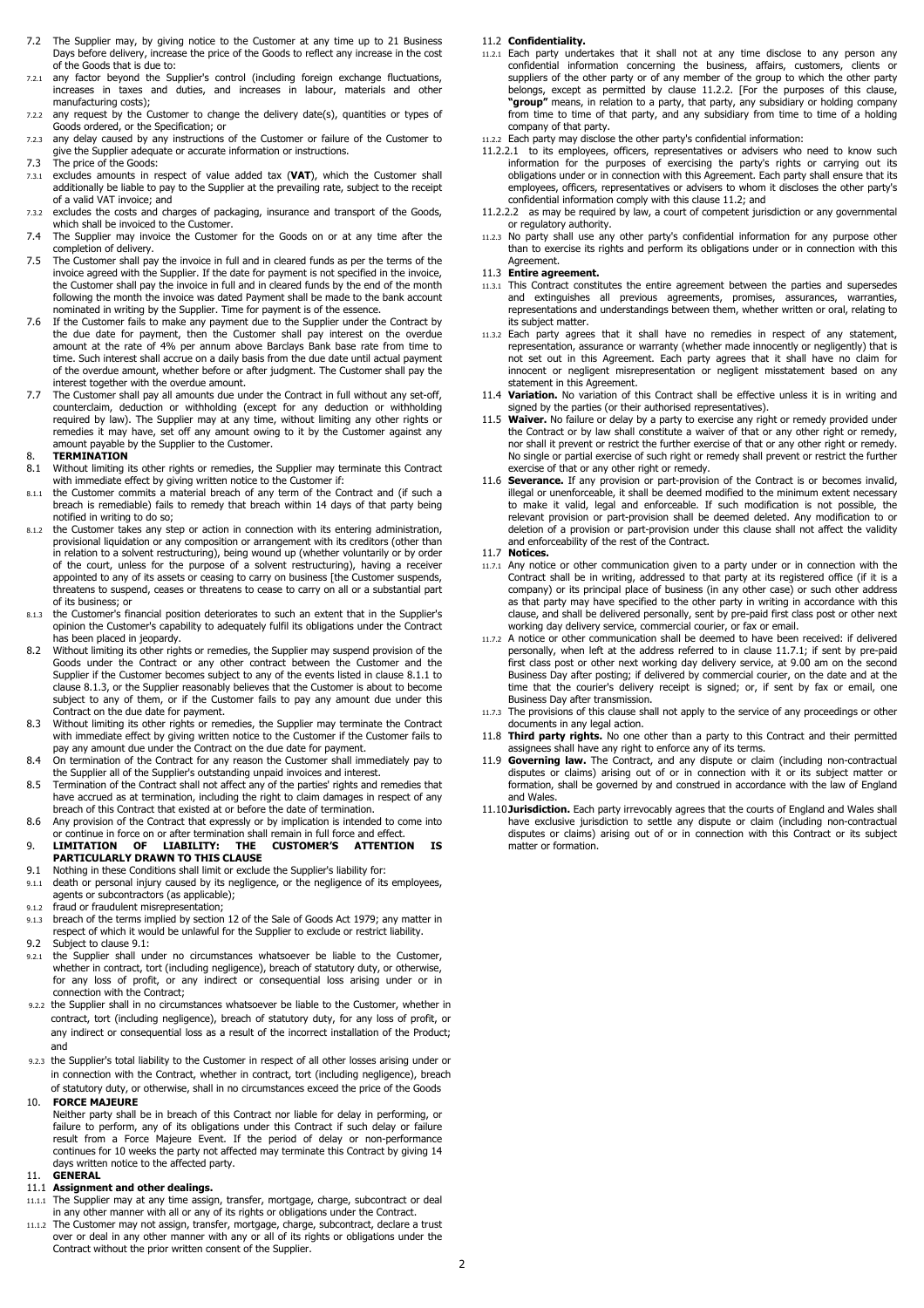7.2 The Supplier may, by giving notice to the Customer at any time up to 21 Business Days before delivery, increase the price of the Goods to reflect any increase in the cost of the Goods that is due to:

7.2.1 any factor beyond the Supplier's control (including foreign exchange fluctuations, increases in taxes and duties, and increases in labour, materials and other manufacturing costs);

7.2.2 any request by the Customer to change the delivery date(s), quantities or types of Goods ordered, or the Specification; or

7.2.3 any delay caused by any instructions of the Customer or failure of the Customer to give the Supplier adequate or accurate information or instructions.

7.3 The price of the Goods:

7.3.1 excludes amounts in respect of value added tax (**VAT**), which the Customer shall additionally be liable to pay to the Supplier at the prevailing rate, subject to the receipt of a valid VAT invoice; and

7.3.2 excludes the costs and charges of packaging, insurance and transport of the Goods, which shall be invoiced to the Customer.

7.4 The Supplier may invoice the Customer for the Goods on or at any time after the completion of delivery.

7.5 The Customer shall pay the invoice in full and in cleared funds as per the terms of the invoice agreed with the Supplier. If the date for payment is not specified in the invoice, the Customer shall pay the invoice in full and in cleared funds by the end of the month following the month the invoice was dated Payment shall be made to the bank account nominated in writing by the Supplier. Time for payment is of the essence.

7.6 If the Customer fails to make any payment due to the Supplier under the Contract by the due date for payment, then the Customer shall pay interest on the overdue amount at the rate of 4% per annum above Barclays Bank base rate from time to time. Such interest shall accrue on a daily basis from the due date until actual payment of the overdue amount, whether before or after judgment. The Customer shall pay the interest together with the overdue amount.

7.7 The Customer shall pay all amounts due under the Contract in full without any set-off, counterclaim, deduction or withholding (except for any deduction or withholding required by law). The Supplier may at any time, without limiting any other rights or remedies it may have, set off any amount owing to it by the Customer against any amount payable by the Supplier to the Customer.

## 8. TERMINATION

8.1 Without limiting its other rights or remedies, the Supplier may terminate this Contract with immediate effect by giving written notice to the Customer if:

8.1.1 the Customer commits a material breach of any term of the Contract and (if such a breach is remediable) fails to remedy that breach within 14 days of that party being notified in writing to do so;

8.1.2 the Customer takes any step or action in connection with its entering administration, provisional liquidation or any composition or arrangement with its creditors (other than in relation to a solvent restructuring), being wound up (whether voluntarily or by order of the court, unless for the purpose of a solvent restructuring), having a receiver appointed to any of its assets or ceasing to carry on business [the Customer suspends, threatens to suspend, ceases or threatens to cease to carry on all or a substantial part of its business; or

8.1.3 the Customer's financial position deteriorates to such an extent that in the Supplier's opinion the Customer's capability to adequately fulfil its obligations under the Contract has been placed in jeopardy.

8.2 Without limiting its other rights or remedies, the Supplier may suspend provision of the Goods under the Contract or any other contract between the Customer and the Supplier if the Customer becomes subject to any of the events listed in clause 8.1.1 to clause 8.1.3, or the Supplier reasonably believes that the Customer is about to become subject to any of them, or if the Customer fails to pay any amount due under this Contract on the due date for payment.

8.3 Without limiting its other rights or remedies, the Supplier may terminate the Contract with immediate effect by giving written notice to the Customer if the Customer fails to pay any amount due under the Contract on the due date for payment.

8.4 On termination of the Contract for any reason the Customer shall immediately pay to the Supplier all of the Supplier's outstanding unpaid invoices and interest.

8.5 Termination of the Contract shall not affect any of the parties' rights and remedies that have accrued as at termination, including the right to claim damages in respect of any breach of this Contract that existed at or before the date of termination.

8.6 Any provision of the Contract that expressly or by implication is intended to come into or continue in force on or after termination shall remain in full force and effect.

## 9. LIMITATION OF LIABILITY: THE CUSTOMER'S ATTENTION IS PARTICULARLY DRAWN TO THIS CLAUSE

9.1 Nothing in these Conditions shall limit or exclude the Supplier's liability for:

9.1.1 death or personal injury caused by its negligence, or the negligence of its employees, agents or subcontractors (as applicable);

9.1.2 fraud or fraudulent misrepresentation;

9.1.3 breach of the terms implied by section 12 of the Sale of Goods Act 1979; any matter in respect of which it would be unlawful for the Supplier to exclude or restrict liability.

9.2 Subject to clause 9.1:

9.2.1 the Supplier shall under no circumstances whatsoever be liable to the Customer, whether in contract, tort (including negligence), breach of statutory duty, or otherwise, for any loss of profit, or any indirect or consequential loss arising under or in connection with the Contract;

9.2.2 the Supplier shall in no circumstances whatsoever be liable to the Customer, whether in contract, tort (including negligence), breach of statutory duty, for any loss of profit, or any indirect or consequential loss as a result of the incorrect installation of the Product; and

9.2.3 the Supplier's total liability to the Customer in respect of all other losses arising under or in connection with the Contract, whether in contract, tort (including negligence), breach of statutory duty, or otherwise, shall in no circumstances exceed the price of the Goods

## 10. FORCE MAJEURE

Neither party shall be in breach of this Contract nor liable for delay in performing, or failure to perform, any of its obligations under this Contract if such delay or failure result from a Force Majeure Event. If the period of delay or non-performance continues for 10 weeks the party not affected may terminate this Contract by giving 14 days written notice to the affected party.

## 11. GENERAL

### 11.1 Assignment and other dealings.

11.1.1 The Supplier may at any time assign, transfer, mortgage, charge, subcontract or deal in any other manner with all or any of its rights or obligations under the Contract.

11.1.2 The Customer may not assign, transfer, mortgage, charge, subcontract, declare a trust over or deal in any other manner with any or all of its rights or obligations under the Contract without the prior written consent of the Supplier.

### 11.2 Confidentiality.

11.2.1 Each party undertakes that it shall not at any time disclose to any person any confidential information concerning the business, affairs, customers, clients or suppliers of the other party or of any member of the group to which the other party belongs, except as permitted by clause 11.2.2. [For the purposes of this clause, **"group"** means, in relation to a party, that party, any subsidiary or holding company from time to time of that party, and any subsidiary from time to time of a holding company of that party.

11.2.2 Each party may disclose the other party's confidential information:

11.2.2.1 to its employees, officers, representatives or advisers who need to know such information for the purposes of exercising the party's rights or carrying out its obligations under or in connection with this Agreement. Each party shall ensure that its employees, officers, representatives or advisers to whom it discloses the other party's confidential information comply with this clause 11.2; and

11.2.2.2 as may be required by law, a court of competent jurisdiction or any governmental or regulatory authority.

11.2.3 No party shall use any other party's confidential information for any purpose other than to exercise its rights and perform its obligations under or in connection with this Agreement.

### 11.3 Entire agreement.

11.3.1 This Contract constitutes the entire agreement between the parties and supersedes and extinguishes all previous agreements, promises, assurances, warranties, representations and understandings between them, whether written or oral, relating to its subject matter.

11.3.2 Each party agrees that it shall have no remedies in respect of any statement, representation, assurance or warranty (whether made innocently or negligently) that is not set out in this Agreement. Each party agrees that it shall have no claim for innocent or negligent misrepresentation or negligent misstatement based on any statement in this Agreement.

11.4 **Variation.** No variation of this Contract shall be effective unless it is in writing and signed by the parties (or their authorised representatives).

11.5 **Waiver.** No failure or delay by a party to exercise any right or remedy provided under the Contract or by law shall constitute a waiver of that or any other right or remedy, nor shall it prevent or restrict the further exercise of that or any other right or remedy. No single or partial exercise of such right or remedy shall prevent or restrict the further exercise of that or any other right or remedy.

11.6 **Severance.** If any provision or part-provision of the Contract is or becomes invalid, illegal or unenforceable, it shall be deemed modified to the minimum extent necessary to make it valid, legal and enforceable. If such modification is not possible, the relevant provision or part-provision shall be deemed deleted. Any modification to or deletion of a provision or part-provision under this clause shall not affect the validity and enforceability of the rest of the Contract.

### 11.7 Notices.

11.7.1 Any notice or other communication given to a party under or in connection with the Contract shall be in writing, addressed to that party at its registered office (if it is a company) or its principal place of business (in any other case) or such other address as that party may have specified to the other party in writing in accordance with this clause, and shall be delivered personally, sent by pre-paid first class post or other next working day delivery service, commercial courier, or fax or email.

11.7.2 A notice or other communication shall be deemed to have been received: if delivered personally, when left at the address referred to in clause 11.7.1; if sent by pre-paid first class post or other next working day delivery service, at 9.00 am on the second Business Day after posting; if delivered by commercial courier, on the date and at the time that the courier's delivery receipt is signed; or, if sent by fax or email, one Business Day after transmission.

11.7.3 The provisions of this clause shall not apply to the service of any proceedings or other documents in any legal action.

11.8 **Third party rights.** No one other than a party to this Contract and their permitted assignees shall have any right to enforce any of its terms.

11.9 **Governing law.** The Contract, and any dispute or claim (including non-contractual disputes or claims) arising out of or in connection with it or its subject matter or formation, shall be governed by and construed in accordance with the law of England and Wales.

11.10 **Jurisdiction.** Each party irrevocably agrees that the courts of England and Wales shall have exclusive jurisdiction to settle any dispute or claim (including non-contractual disputes or claims) arising out of or in connection with this Contract or its subject matter or formation.